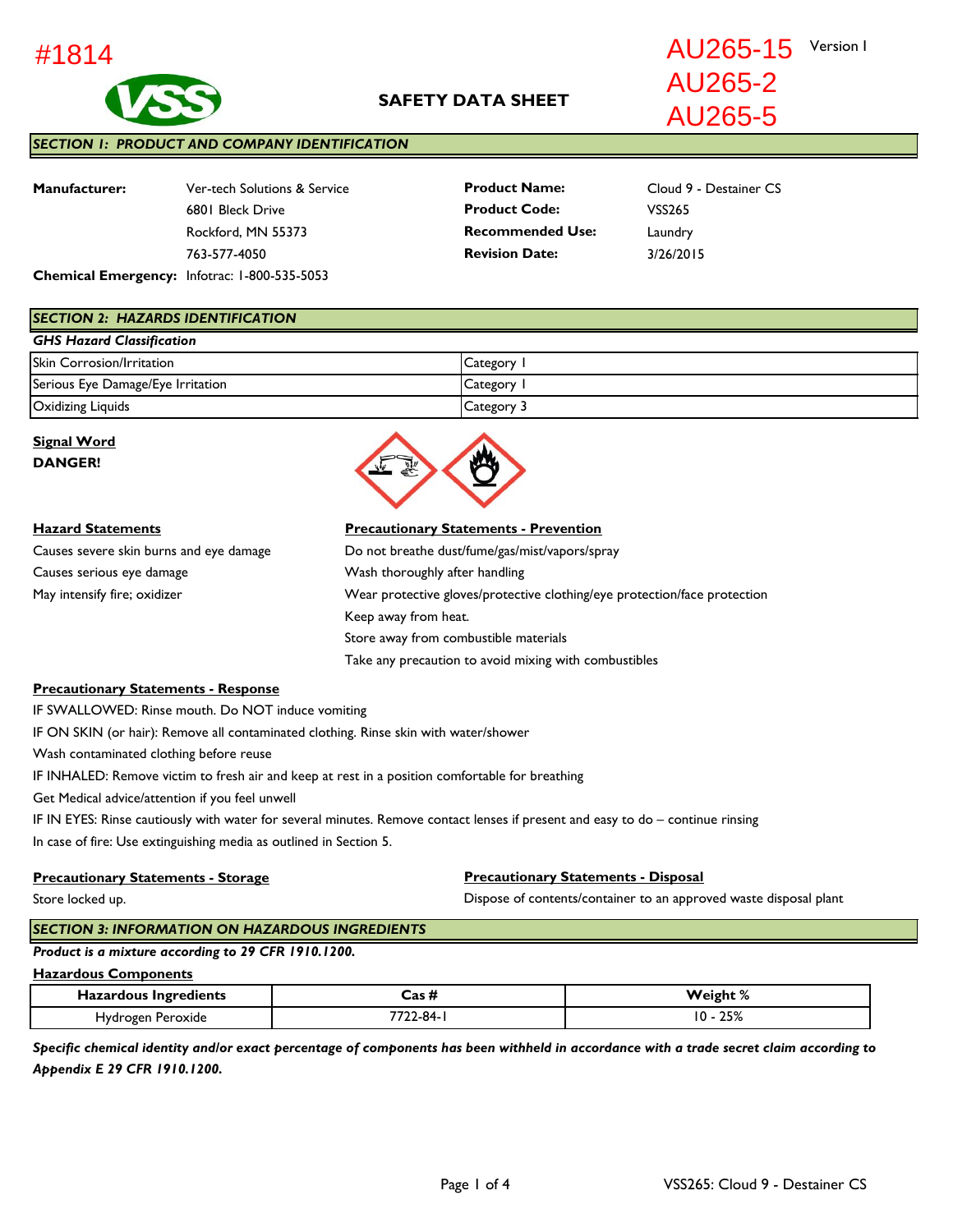#1814

AU265-15 Version I
AU265-2
AU265-5

# SAFETY DATA SHEET

## SECTION 1: PRODUCT AND COMPANY IDENTIFICATION

**Manufacturer:** Ver-tech Solutions & Service
6801 Bleck Drive
Rockford, MN 55373
763-577-4050

**Chemical Emergency:** Infotrac: 1-800-535-5053

**Product Name:** Cloud 9 - Destainer CS
**Product Code:** VSS265
**Recommended Use:** Laundry
**Revision Date:** 3/26/2015

## SECTION 2: HAZARDS IDENTIFICATION

***GHS Hazard Classification***

| | |
|---|---|
| Skin Corrosion/Irritation | Category 1 |
| Serious Eye Damage/Eye Irritation | Category 1 |
| Oxidizing Liquids | Category 3 |

**Signal Word**
**DANGER!**

**Hazard Statements**

Causes severe skin burns and eye damage
Causes serious eye damage
May intensify fire; oxidizer

**Precautionary Statements - Prevention**

Do not breathe dust/fume/gas/mist/vapors/spray
Wash thoroughly after handling
Wear protective gloves/protective clothing/eye protection/face protection
Keep away from heat.
Store away from combustible materials
Take any precaution to avoid mixing with combustibles

**Precautionary Statements - Response**

IF SWALLOWED: Rinse mouth. Do NOT induce vomiting
IF ON SKIN (or hair): Remove all contaminated clothing. Rinse skin with water/shower
Wash contaminated clothing before reuse
IF INHALED: Remove victim to fresh air and keep at rest in a position comfortable for breathing
Get Medical advice/attention if you feel unwell
IF IN EYES: Rinse cautiously with water for several minutes. Remove contact lenses if present and easy to do – continue rinsing
In case of fire: Use extinguishing media as outlined in Section 5.

**Precautionary Statements - Storage**

Store locked up.

**Precautionary Statements - Disposal**

Dispose of contents/container to an approved waste disposal plant

## SECTION 3: INFORMATION ON HAZARDOUS INGREDIENTS

***Product is a mixture according to 29 CFR 1910.1200.***

**Hazardous Components**

| Hazardous Ingredients | Cas # | Weight % |
|---|---|---|
| Hydrogen Peroxide | 7722-84-1 | 10 - 25% |

***Specific chemical identity and/or exact percentage of components has been withheld in accordance with a trade secret claim according to Appendix E 29 CFR 1910.1200.***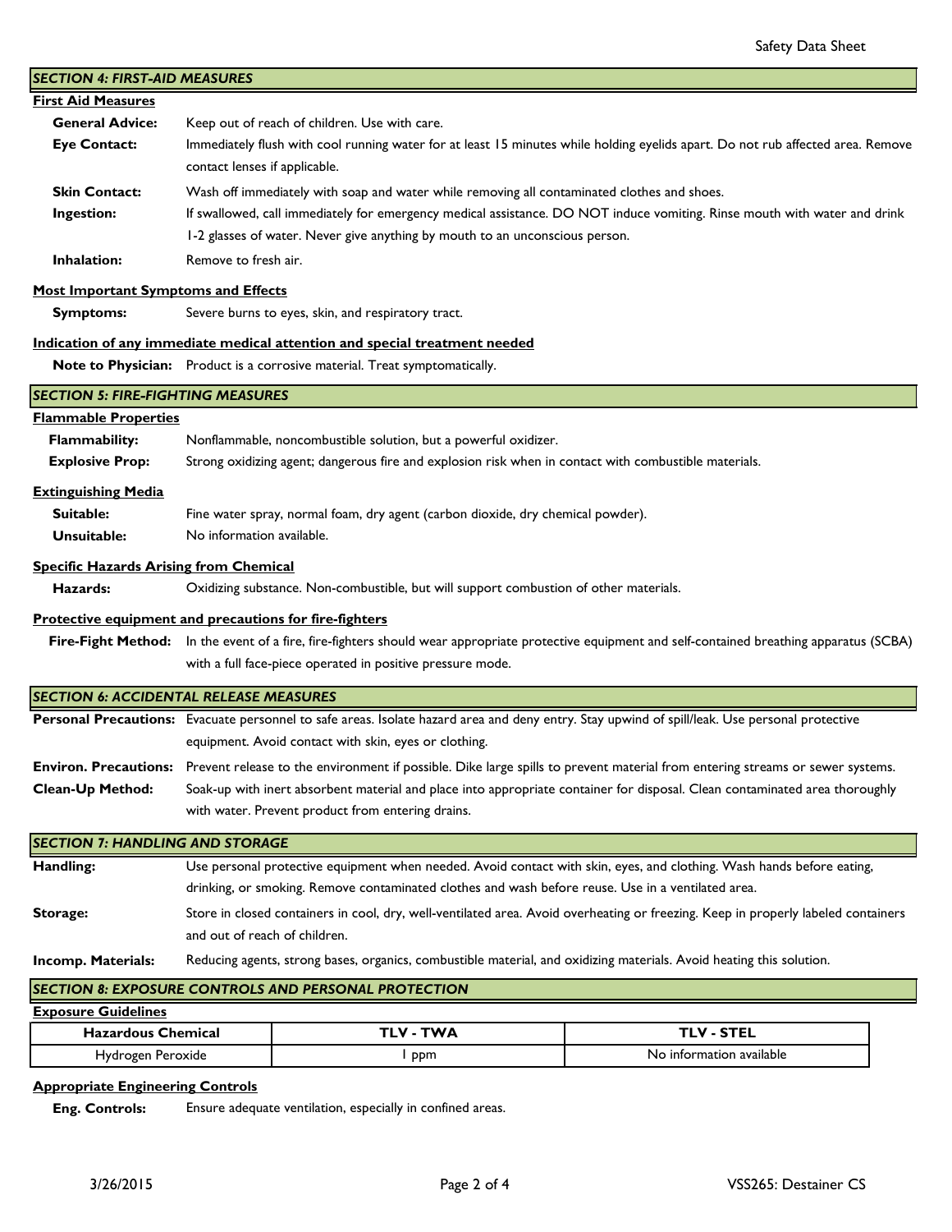## SECTION 4: FIRST-AID MEASURES

### First Aid Measures

**General Advice:** Keep out of reach of children. Use with care.

**Eye Contact:** Immediately flush with cool running water for at least 15 minutes while holding eyelids apart. Do not rub affected area. Remove contact lenses if applicable.

**Skin Contact:** Wash off immediately with soap and water while removing all contaminated clothes and shoes.

**Ingestion:** If swallowed, call immediately for emergency medical assistance. DO NOT induce vomiting. Rinse mouth with water and drink 1-2 glasses of water. Never give anything by mouth to an unconscious person.

**Inhalation:** Remove to fresh air.

### Most Important Symptoms and Effects

**Symptoms:** Severe burns to eyes, skin, and respiratory tract.

### Indication of any immediate medical attention and special treatment needed

**Note to Physician:** Product is a corrosive material. Treat symptomatically.

## SECTION 5: FIRE-FIGHTING MEASURES

### Flammable Properties

**Flammability:** Nonflammable, noncombustible solution, but a powerful oxidizer.

**Explosive Prop:** Strong oxidizing agent; dangerous fire and explosion risk when in contact with combustible materials.

### Extinguishing Media

**Suitable:** Fine water spray, normal foam, dry agent (carbon dioxide, dry chemical powder).

**Unsuitable:** No information available.

### Specific Hazards Arising from Chemical

**Hazards:** Oxidizing substance. Non-combustible, but will support combustion of other materials.

### Protective equipment and precautions for fire-fighters

**Fire-Fight Method:** In the event of a fire, fire-fighters should wear appropriate protective equipment and self-contained breathing apparatus (SCBA) with a full face-piece operated in positive pressure mode.

## SECTION 6: ACCIDENTAL RELEASE MEASURES

**Personal Precautions:** Evacuate personnel to safe areas. Isolate hazard area and deny entry. Stay upwind of spill/leak. Use personal protective equipment. Avoid contact with skin, eyes or clothing.

**Environ. Precautions:** Prevent release to the environment if possible. Dike large spills to prevent material from entering streams or sewer systems.

**Clean-Up Method:** Soak-up with inert absorbent material and place into appropriate container for disposal. Clean contaminated area thoroughly with water. Prevent product from entering drains.

## SECTION 7: HANDLING AND STORAGE

**Handling:** Use personal protective equipment when needed. Avoid contact with skin, eyes, and clothing. Wash hands before eating, drinking, or smoking. Remove contaminated clothes and wash before reuse. Use in a ventilated area.

**Storage:** Store in closed containers in cool, dry, well-ventilated area. Avoid overheating or freezing. Keep in properly labeled containers and out of reach of children.

**Incomp. Materials:** Reducing agents, strong bases, organics, combustible material, and oxidizing materials. Avoid heating this solution.

## SECTION 8: EXPOSURE CONTROLS AND PERSONAL PROTECTION

### Exposure Guidelines

| Hazardous Chemical | TLV - TWA | TLV - STEL |
|---|---|---|
| Hydrogen Peroxide | 1 ppm | No information available |

### Appropriate Engineering Controls

**Eng. Controls:** Ensure adequate ventilation, especially in confined areas.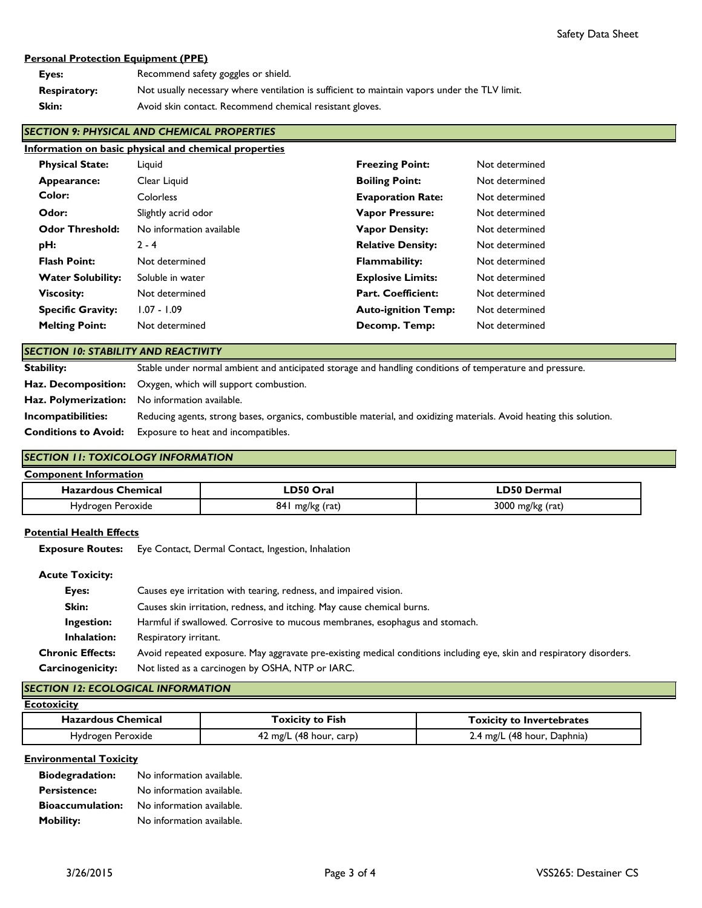#### Personal Protection Equipment (PPE)

**Eyes:** Recommend safety goggles or shield.

**Respiratory:** Not usually necessary where ventilation is sufficient to maintain vapors under the TLV limit.

**Skin:** Avoid skin contact. Recommend chemical resistant gloves.

## SECTION 9: PHYSICAL AND CHEMICAL PROPERTIES

#### Information on basic physical and chemical properties

| | | | |
|---|---|---|---|
| **Physical State:** | Liquid | **Freezing Point:** | Not determined |
| **Appearance:** | Clear Liquid | **Boiling Point:** | Not determined |
| **Color:** | Colorless | **Evaporation Rate:** | Not determined |
| **Odor:** | Slightly acrid odor | **Vapor Pressure:** | Not determined |
| **Odor Threshold:** | No information available | **Vapor Density:** | Not determined |
| **pH:** | 2 - 4 | **Relative Density:** | Not determined |
| **Flash Point:** | Not determined | **Flammability:** | Not determined |
| **Water Solubility:** | Soluble in water | **Explosive Limits:** | Not determined |
| **Viscosity:** | Not determined | **Part. Coefficient:** | Not determined |
| **Specific Gravity:** | 1.07 - 1.09 | **Auto-ignition Temp:** | Not determined |
| **Melting Point:** | Not determined | **Decomp. Temp:** | Not determined |

## SECTION 10: STABILITY AND REACTIVITY

**Stability:** Stable under normal ambient and anticipated storage and handling conditions of temperature and pressure.

**Haz. Decomposition:** Oxygen, which will support combustion.

**Haz. Polymerization:** No information available.

**Incompatibilities:** Reducing agents, strong bases, organics, combustible material, and oxidizing materials. Avoid heating this solution.

**Conditions to Avoid:** Exposure to heat and incompatibles.

## SECTION 11: TOXICOLOGY INFORMATION

#### Component Information

| Hazardous Chemical | LD50 Oral | LD50 Dermal |
|---|---|---|
| Hydrogen Peroxide | 841 mg/kg (rat) | 3000 mg/kg (rat) |

#### Potential Health Effects

**Exposure Routes:** Eye Contact, Dermal Contact, Ingestion, Inhalation

**Acute Toxicity:**

- **Eyes:** Causes eye irritation with tearing, redness, and impaired vision.
- **Skin:** Causes skin irritation, redness, and itching. May cause chemical burns.
- **Ingestion:** Harmful if swallowed. Corrosive to mucous membranes, esophagus and stomach.
- **Inhalation:** Respiratory irritant.

**Chronic Effects:** Avoid repeated exposure. May aggravate pre-existing medical conditions including eye, skin and respiratory disorders.

**Carcinogenicity:** Not listed as a carcinogen by OSHA, NTP or IARC.

## SECTION 12: ECOLOGICAL INFORMATION

#### Ecotoxicity

| Hazardous Chemical | Toxicity to Fish | Toxicity to Invertebrates |
|---|---|---|
| Hydrogen Peroxide | 42 mg/L (48 hour, carp) | 2.4 mg/L (48 hour, Daphnia) |

#### Environmental Toxicity

**Biodegradation:** No information available.

**Persistence:** No information available.

**Bioaccumulation:** No information available.

**Mobility:** No information available.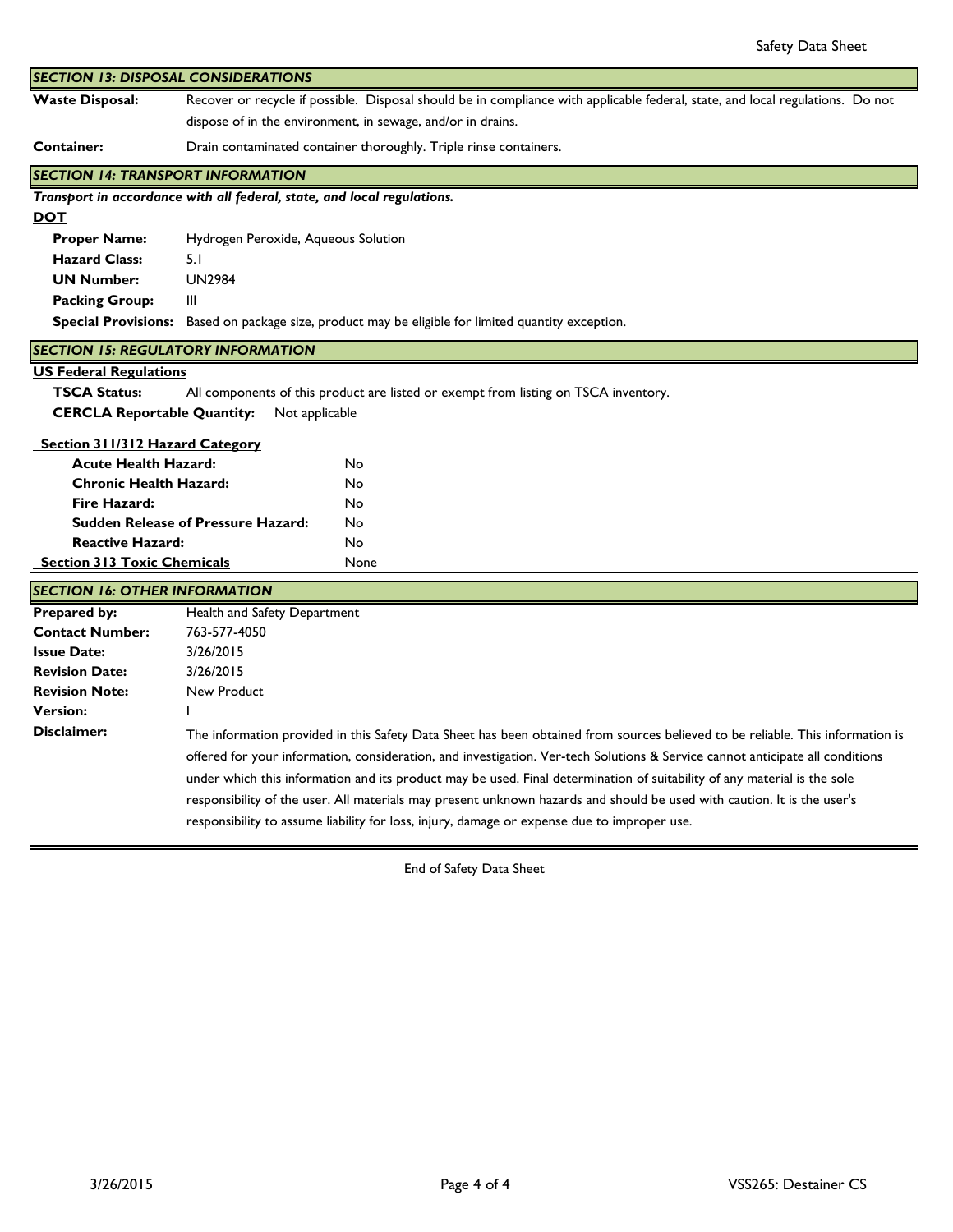## SECTION 13: DISPOSAL CONSIDERATIONS

**Waste Disposal:** Recover or recycle if possible. Disposal should be in compliance with applicable federal, state, and local regulations. Do not dispose of in the environment, in sewage, and/or in drains.

**Container:** Drain contaminated container thoroughly. Triple rinse containers.

## SECTION 14: TRANSPORT INFORMATION

***Transport in accordance with all federal, state, and local regulations.***

**DOT**

**Proper Name:** Hydrogen Peroxide, Aqueous Solution

**Hazard Class:** 5.1

**UN Number:** UN2984

**Packing Group:** III

**Special Provisions:** Based on package size, product may be eligible for limited quantity exception.

## SECTION 15: REGULATORY INFORMATION

**US Federal Regulations**

**TSCA Status:** All components of this product are listed or exempt from listing on TSCA inventory.

**CERCLA Reportable Quantity:** Not applicable

**Section 311/312 Hazard Category**

| | |
|---|---|
| **Acute Health Hazard:** | No |
| **Chronic Health Hazard:** | No |
| **Fire Hazard:** | No |
| **Sudden Release of Pressure Hazard:** | No |
| **Reactive Hazard:** | No |
| **Section 313 Toxic Chemicals** | None |

## SECTION 16: OTHER INFORMATION

**Prepared by:** Health and Safety Department

**Contact Number:** 763-577-4050

**Issue Date:** 3/26/2015

**Revision Date:** 3/26/2015

**Revision Note:** New Product

**Version:** 1

**Disclaimer:** The information provided in this Safety Data Sheet has been obtained from sources believed to be reliable. This information is offered for your information, consideration, and investigation. Ver-tech Solutions & Service cannot anticipate all conditions under which this information and its product may be used. Final determination of suitability of any material is the sole responsibility of the user. All materials may present unknown hazards and should be used with caution. It is the user's responsibility to assume liability for loss, injury, damage or expense due to improper use.

End of Safety Data Sheet